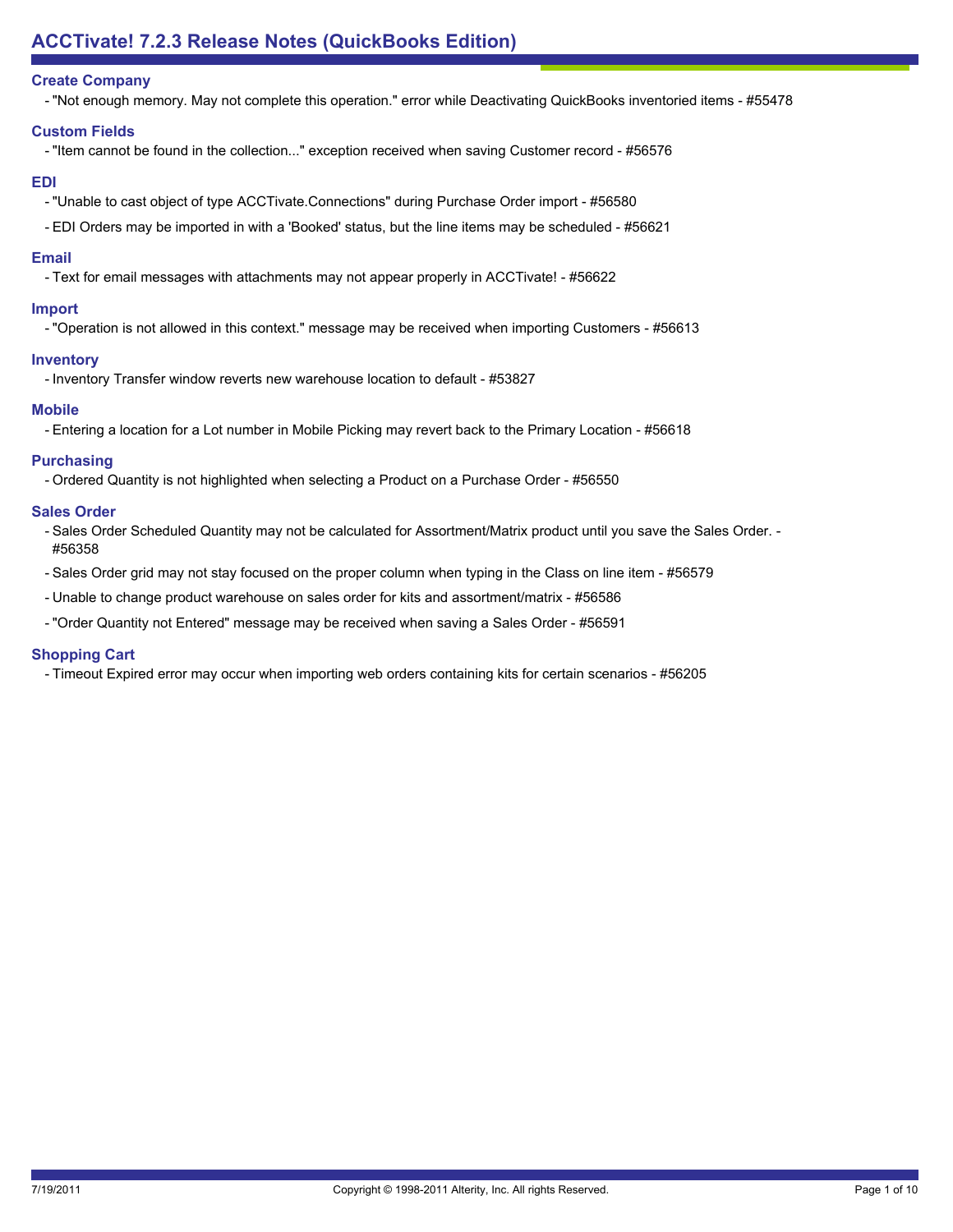# ACCTivate! 7.2.3 Release Notes (QuickBooks Edition)

## Create Company

- "Not enough memory. May not complete this operation." error while Deactivating QuickBooks inventoried items - #55478

## Custom Fields

- "Item cannot be found in the collection..." exception received when saving Customer record - #56576

## EDI

- "Unable to cast object of type ACCTivate.Connections" during Purchase Order import - #56580
- EDI Orders may be imported in with a 'Booked' status, but the line items may be scheduled - #56621

## Email

- Text for email messages with attachments may not appear properly in ACCTivate! - #56622

## Import

- "Operation is not allowed in this context." message may be received when importing Customers - #56613

## Inventory

- Inventory Transfer window reverts new warehouse location to default - #53827

## Mobile

- Entering a location for a Lot number in Mobile Picking may revert back to the Primary Location - #56618

## Purchasing

- Ordered Quantity is not highlighted when selecting a Product on a Purchase Order - #56550

## Sales Order

- Sales Order Scheduled Quantity may not be calculated for Assortment/Matrix product until you save the Sales Order. - #56358
- Sales Order grid may not stay focused on the proper column when typing in the Class on line item - #56579
- Unable to change product warehouse on sales order for kits and assortment/matrix - #56586
- "Order Quantity not Entered" message may be received when saving a Sales Order - #56591

## Shopping Cart

- Timeout Expired error may occur when importing web orders containing kits for certain scenarios - #56205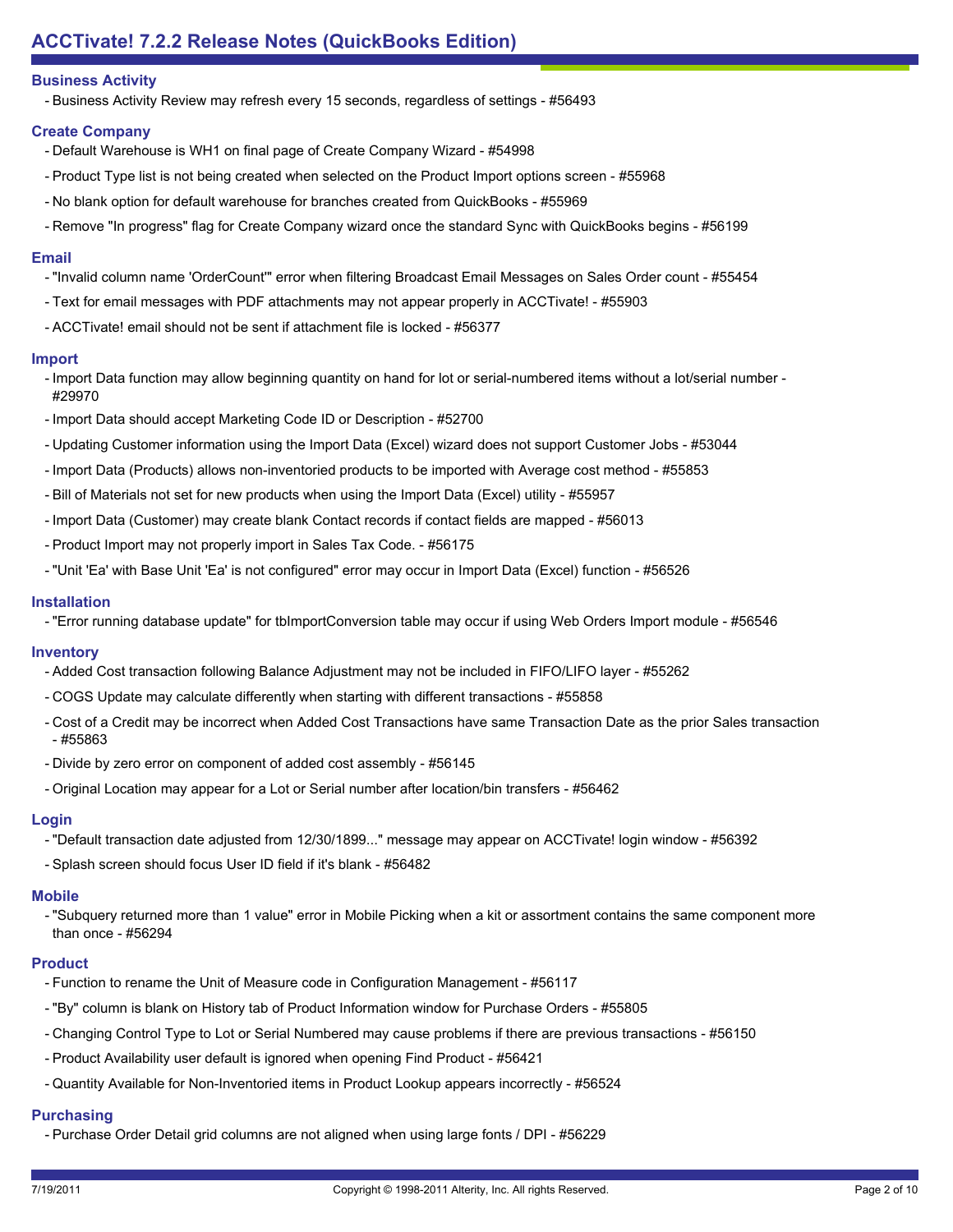# ACCTivate! 7.2.2 Release Notes (QuickBooks Edition)

## Business Activity

- Business Activity Review may refresh every 15 seconds, regardless of settings - #56493

## Create Company

- Default Warehouse is WH1 on final page of Create Company Wizard - #54998
- Product Type list is not being created when selected on the Product Import options screen - #55968
- No blank option for default warehouse for branches created from QuickBooks - #55969
- Remove "In progress" flag for Create Company wizard once the standard Sync with QuickBooks begins - #56199

## Email

- "Invalid column name 'OrderCount'" error when filtering Broadcast Email Messages on Sales Order count - #55454
- Text for email messages with PDF attachments may not appear properly in ACCTivate! - #55903
- ACCTivate! email should not be sent if attachment file is locked - #56377

## Import

- Import Data function may allow beginning quantity on hand for lot or serial-numbered items without a lot/serial number - #29970
- Import Data should accept Marketing Code ID or Description - #52700
- Updating Customer information using the Import Data (Excel) wizard does not support Customer Jobs - #53044
- Import Data (Products) allows non-inventoried products to be imported with Average cost method - #55853
- Bill of Materials not set for new products when using the Import Data (Excel) utility - #55957
- Import Data (Customer) may create blank Contact records if contact fields are mapped - #56013
- Product Import may not properly import in Sales Tax Code. - #56175
- "Unit 'Ea' with Base Unit 'Ea' is not configured" error may occur in Import Data (Excel) function - #56526

## Installation

- "Error running database update" for tbImportConversion table may occur if using Web Orders Import module - #56546

## Inventory

- Added Cost transaction following Balance Adjustment may not be included in FIFO/LIFO layer - #55262
- COGS Update may calculate differently when starting with different transactions - #55858
- Cost of a Credit may be incorrect when Added Cost Transactions have same Transaction Date as the prior Sales transaction - #55863
- Divide by zero error on component of added cost assembly - #56145
- Original Location may appear for a Lot or Serial number after location/bin transfers - #56462

## Login

- "Default transaction date adjusted from 12/30/1899..." message may appear on ACCTivate! login window - #56392
- Splash screen should focus User ID field if it's blank - #56482

## Mobile

- "Subquery returned more than 1 value" error in Mobile Picking when a kit or assortment contains the same component more than once - #56294

## Product

- Function to rename the Unit of Measure code in Configuration Management - #56117
- "By" column is blank on History tab of Product Information window for Purchase Orders - #55805
- Changing Control Type to Lot or Serial Numbered may cause problems if there are previous transactions - #56150
- Product Availability user default is ignored when opening Find Product - #56421
- Quantity Available for Non-Inventoried items in Product Lookup appears incorrectly - #56524

## Purchasing

- Purchase Order Detail grid columns are not aligned when using large fonts / DPI - #56229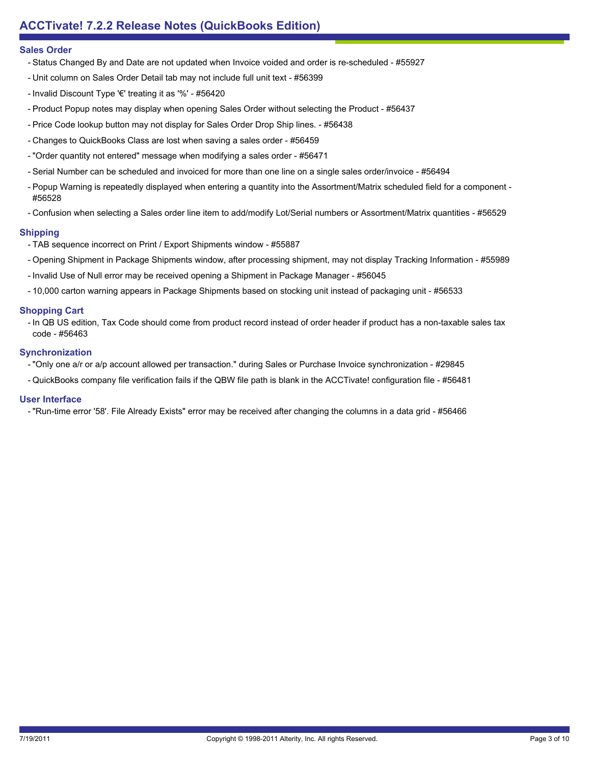## Sales Order

- Status Changed By and Date are not updated when Invoice voided and order is re-scheduled - #55927
- Unit column on Sales Order Detail tab may not include full unit text - #56399
- Invalid Discount Type '€' treating it as '%' - #56420
- Product Popup notes may display when opening Sales Order without selecting the Product - #56437
- Price Code lookup button may not display for Sales Order Drop Ship lines. - #56438
- Changes to QuickBooks Class are lost when saving a sales order - #56459
- "Order quantity not entered" message when modifying a sales order - #56471
- Serial Number can be scheduled and invoiced for more than one line on a single sales order/invoice - #56494
- Popup Warning is repeatedly displayed when entering a quantity into the Assortment/Matrix scheduled field for a component - #56528
- Confusion when selecting a Sales order line item to add/modify Lot/Serial numbers or Assortment/Matrix quantities - #56529

## Shipping

- TAB sequence incorrect on Print / Export Shipments window - #55887
- Opening Shipment in Package Shipments window, after processing shipment, may not display Tracking Information - #55989
- Invalid Use of Null error may be received opening a Shipment in Package Manager - #56045
- 10,000 carton warning appears in Package Shipments based on stocking unit instead of packaging unit - #56533

## Shopping Cart

- In QB US edition, Tax Code should come from product record instead of order header if product has a non-taxable sales tax code - #56463

## Synchronization

- "Only one a/r or a/p account allowed per transaction." during Sales or Purchase Invoice synchronization - #29845
- QuickBooks company file verification fails if the QBW file path is blank in the ACCTivate! configuration file - #56481

## User Interface

- "Run-time error '58'. File Already Exists" error may be received after changing the columns in a data grid - #56466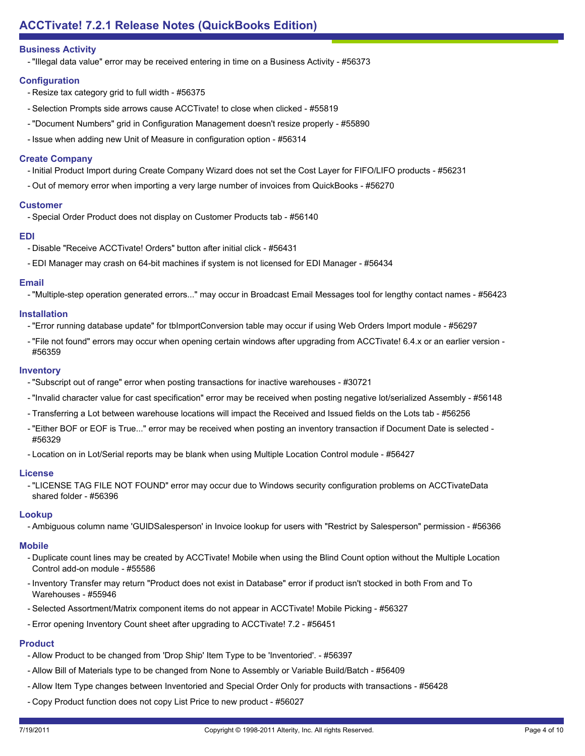## Business Activity

- "Illegal data value" error may be received entering in time on a Business Activity - #56373

## Configuration

- Resize tax category grid to full width - #56375
- Selection Prompts side arrows cause ACCTivate! to close when clicked - #55819
- "Document Numbers" grid in Configuration Management doesn't resize properly - #55890
- Issue when adding new Unit of Measure in configuration option - #56314

## Create Company

- Initial Product Import during Create Company Wizard does not set the Cost Layer for FIFO/LIFO products - #56231
- Out of memory error when importing a very large number of invoices from QuickBooks - #56270

## Customer

- Special Order Product does not display on Customer Products tab - #56140

## EDI

- Disable "Receive ACCTivate! Orders" button after initial click - #56431
- EDI Manager may crash on 64-bit machines if system is not licensed for EDI Manager - #56434

## Email

- "Multiple-step operation generated errors..." may occur in Broadcast Email Messages tool for lengthy contact names - #56423

## Installation

- "Error running database update" for tbImportConversion table may occur if using Web Orders Import module - #56297
- "File not found" errors may occur when opening certain windows after upgrading from ACCTivate! 6.4.x or an earlier version - #56359

## Inventory

- "Subscript out of range" error when posting transactions for inactive warehouses - #30721
- "Invalid character value for cast specification" error may be received when posting negative lot/serialized Assembly - #56148
- Transferring a Lot between warehouse locations will impact the Received and Issued fields on the Lots tab - #56256
- "Either BOF or EOF is True..." error may be received when posting an inventory transaction if Document Date is selected - #56329
- Location on in Lot/Serial reports may be blank when using Multiple Location Control module - #56427

## License

- "LICENSE TAG FILE NOT FOUND" error may occur due to Windows security configuration problems on ACCTivateData shared folder - #56396

## Lookup

- Ambiguous column name 'GUIDSalesperson' in Invoice lookup for users with "Restrict by Salesperson" permission - #56366

## Mobile

- Duplicate count lines may be created by ACCTivate! Mobile when using the Blind Count option without the Multiple Location Control add-on module - #55586
- Inventory Transfer may return "Product does not exist in Database" error if product isn't stocked in both From and To Warehouses - #55946
- Selected Assortment/Matrix component items do not appear in ACCTivate! Mobile Picking - #56327
- Error opening Inventory Count sheet after upgrading to ACCTivate! 7.2 - #56451

## Product

- Allow Product to be changed from 'Drop Ship' Item Type to be 'Inventoried'. - #56397
- Allow Bill of Materials type to be changed from None to Assembly or Variable Build/Batch - #56409
- Allow Item Type changes between Inventoried and Special Order Only for products with transactions - #56428
- Copy Product function does not copy List Price to new product - #56027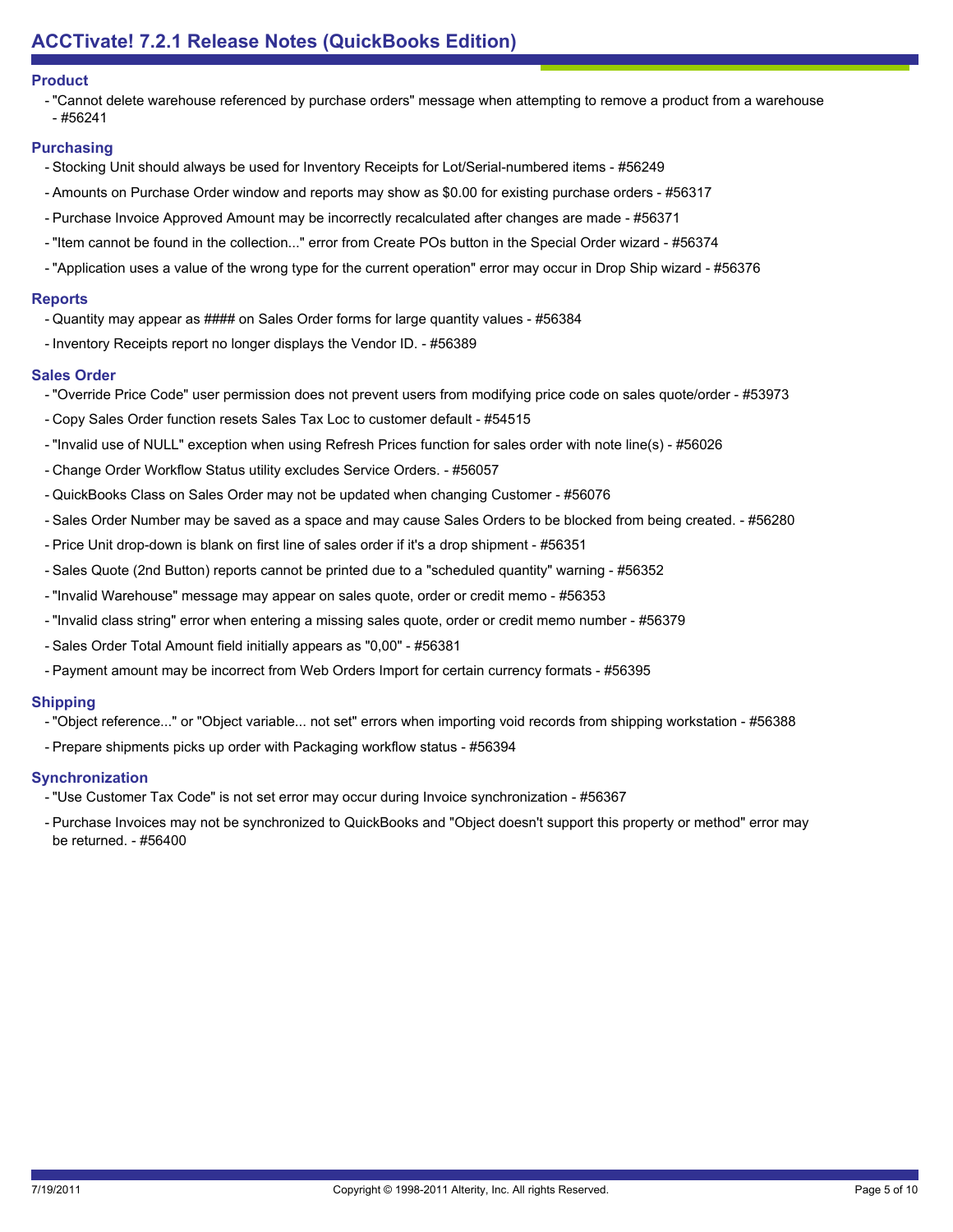## Product

- "Cannot delete warehouse referenced by purchase orders" message when attempting to remove a product from a warehouse - #56241

## Purchasing

- Stocking Unit should always be used for Inventory Receipts for Lot/Serial-numbered items - #56249
- Amounts on Purchase Order window and reports may show as $0.00 for existing purchase orders - #56317
- Purchase Invoice Approved Amount may be incorrectly recalculated after changes are made - #56371
- "Item cannot be found in the collection..." error from Create POs button in the Special Order wizard - #56374
- "Application uses a value of the wrong type for the current operation" error may occur in Drop Ship wizard - #56376

## Reports

- Quantity may appear as #### on Sales Order forms for large quantity values - #56384
- Inventory Receipts report no longer displays the Vendor ID. - #56389

## Sales Order

- "Override Price Code" user permission does not prevent users from modifying price code on sales quote/order - #53973
- Copy Sales Order function resets Sales Tax Loc to customer default - #54515
- "Invalid use of NULL" exception when using Refresh Prices function for sales order with note line(s) - #56026
- Change Order Workflow Status utility excludes Service Orders. - #56057
- QuickBooks Class on Sales Order may not be updated when changing Customer - #56076
- Sales Order Number may be saved as a space and may cause Sales Orders to be blocked from being created. - #56280
- Price Unit drop-down is blank on first line of sales order if it's a drop shipment - #56351
- Sales Quote (2nd Button) reports cannot be printed due to a "scheduled quantity" warning - #56352
- "Invalid Warehouse" message may appear on sales quote, order or credit memo - #56353
- "Invalid class string" error when entering a missing sales quote, order or credit memo number - #56379
- Sales Order Total Amount field initially appears as "0,00" - #56381
- Payment amount may be incorrect from Web Orders Import for certain currency formats - #56395

## Shipping

- "Object reference..." or "Object variable... not set" errors when importing void records from shipping workstation - #56388
- Prepare shipments picks up order with Packaging workflow status - #56394

## Synchronization

- "Use Customer Tax Code" is not set error may occur during Invoice synchronization - #56367
- Purchase Invoices may not be synchronized to QuickBooks and "Object doesn't support this property or method" error may be returned. - #56400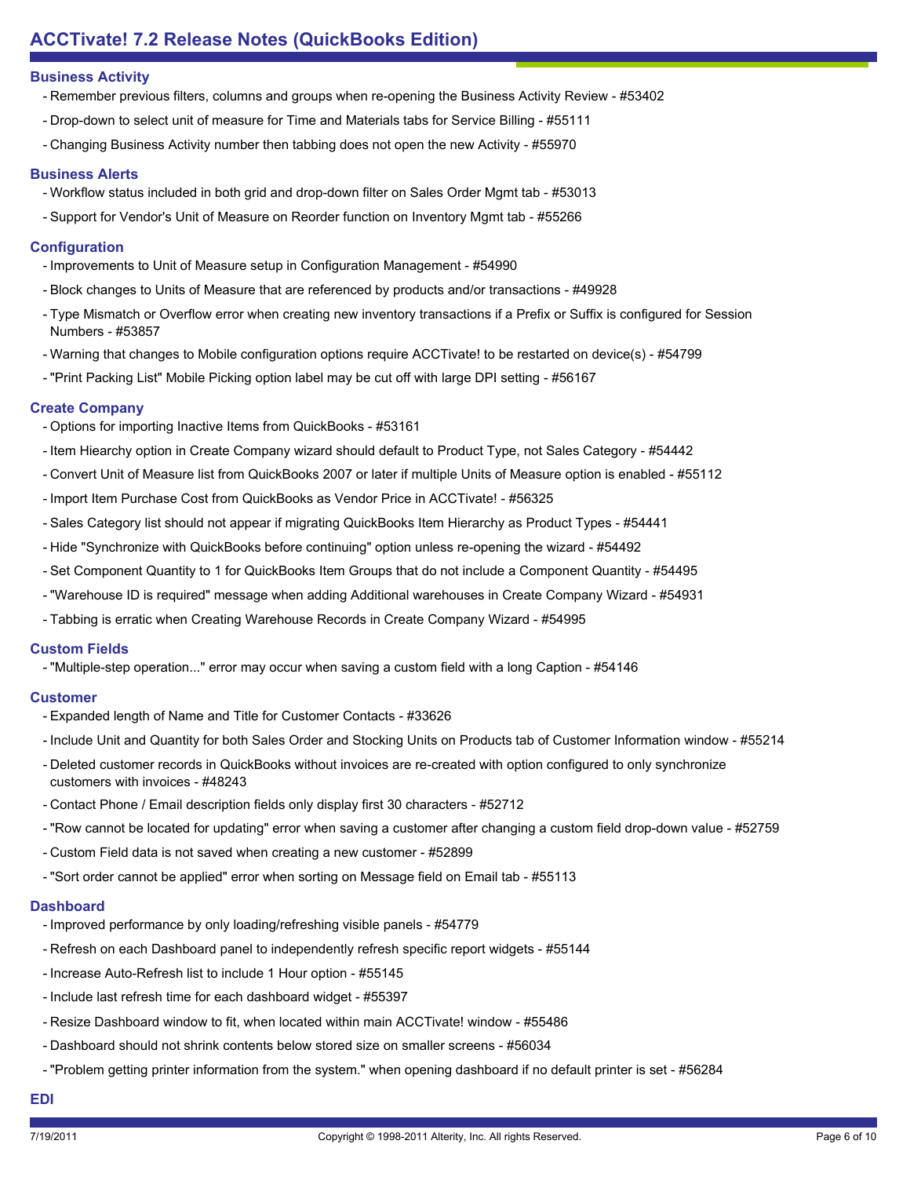## Business Activity

- Remember previous filters, columns and groups when re-opening the Business Activity Review - #53402
- Drop-down to select unit of measure for Time and Materials tabs for Service Billing - #55111
- Changing Business Activity number then tabbing does not open the new Activity - #55970

## Business Alerts

- Workflow status included in both grid and drop-down filter on Sales Order Mgmt tab - #53013
- Support for Vendor's Unit of Measure on Reorder function on Inventory Mgmt tab - #55266

## Configuration

- Improvements to Unit of Measure setup in Configuration Management - #54990
- Block changes to Units of Measure that are referenced by products and/or transactions - #49928
- Type Mismatch or Overflow error when creating new inventory transactions if a Prefix or Suffix is configured for Session Numbers - #53857
- Warning that changes to Mobile configuration options require ACCTivate! to be restarted on device(s) - #54799
- "Print Packing List" Mobile Picking option label may be cut off with large DPI setting - #56167

## Create Company

- Options for importing Inactive Items from QuickBooks - #53161
- Item Hiearchy option in Create Company wizard should default to Product Type, not Sales Category - #54442
- Convert Unit of Measure list from QuickBooks 2007 or later if multiple Units of Measure option is enabled - #55112
- Import Item Purchase Cost from QuickBooks as Vendor Price in ACCTivate! - #56325
- Sales Category list should not appear if migrating QuickBooks Item Hierarchy as Product Types - #54441
- Hide "Synchronize with QuickBooks before continuing" option unless re-opening the wizard - #54492
- Set Component Quantity to 1 for QuickBooks Item Groups that do not include a Component Quantity - #54495
- "Warehouse ID is required" message when adding Additional warehouses in Create Company Wizard - #54931
- Tabbing is erratic when Creating Warehouse Records in Create Company Wizard - #54995

## Custom Fields

- "Multiple-step operation..." error may occur when saving a custom field with a long Caption - #54146

## Customer

- Expanded length of Name and Title for Customer Contacts - #33626
- Include Unit and Quantity for both Sales Order and Stocking Units on Products tab of Customer Information window - #55214
- Deleted customer records in QuickBooks without invoices are re-created with option configured to only synchronize customers with invoices - #48243
- Contact Phone / Email description fields only display first 30 characters - #52712
- "Row cannot be located for updating" error when saving a customer after changing a custom field drop-down value - #52759
- Custom Field data is not saved when creating a new customer - #52899
- "Sort order cannot be applied" error when sorting on Message field on Email tab - #55113

## Dashboard

- Improved performance by only loading/refreshing visible panels - #54779
- Refresh on each Dashboard panel to independently refresh specific report widgets - #55144
- Increase Auto-Refresh list to include 1 Hour option - #55145
- Include last refresh time for each dashboard widget - #55397
- Resize Dashboard window to fit, when located within main ACCTivate! window - #55486
- Dashboard should not shrink contents below stored size on smaller screens - #56034
- "Problem getting printer information from the system." when opening dashboard if no default printer is set - #56284

## EDI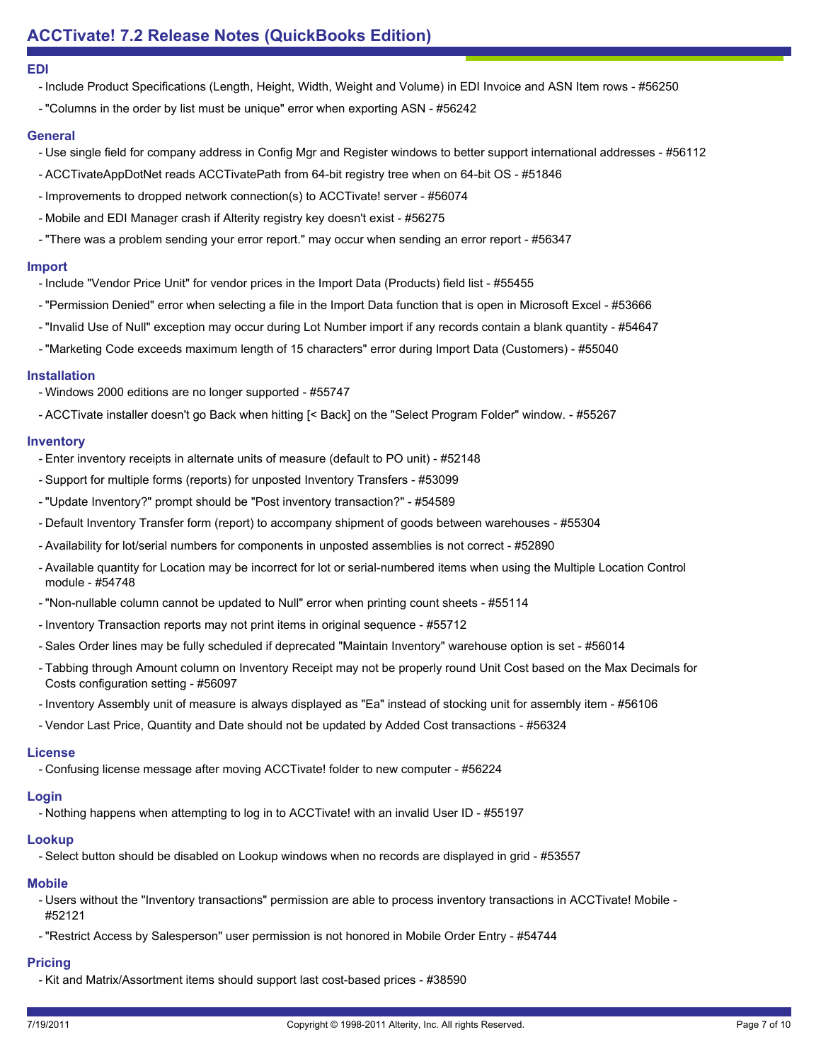## EDI

- Include Product Specifications (Length, Height, Width, Weight and Volume) in EDI Invoice and ASN Item rows - #56250
- "Columns in the order by list must be unique" error when exporting ASN - #56242

## General

- Use single field for company address in Config Mgr and Register windows to better support international addresses - #56112
- ACCTivateAppDotNet reads ACCTivatePath from 64-bit registry tree when on 64-bit OS - #51846
- Improvements to dropped network connection(s) to ACCTivate! server - #56074
- Mobile and EDI Manager crash if Alterity registry key doesn't exist - #56275
- "There was a problem sending your error report." may occur when sending an error report - #56347

## Import

- Include "Vendor Price Unit" for vendor prices in the Import Data (Products) field list - #55455
- "Permission Denied" error when selecting a file in the Import Data function that is open in Microsoft Excel - #53666
- "Invalid Use of Null" exception may occur during Lot Number import if any records contain a blank quantity - #54647
- "Marketing Code exceeds maximum length of 15 characters" error during Import Data (Customers) - #55040

## Installation

- Windows 2000 editions are no longer supported - #55747
- ACCTivate installer doesn't go Back when hitting [< Back] on the "Select Program Folder" window. - #55267

## Inventory

- Enter inventory receipts in alternate units of measure (default to PO unit) - #52148
- Support for multiple forms (reports) for unposted Inventory Transfers - #53099
- "Update Inventory?" prompt should be "Post inventory transaction?" - #54589
- Default Inventory Transfer form (report) to accompany shipment of goods between warehouses - #55304
- Availability for lot/serial numbers for components in unposted assemblies is not correct - #52890
- Available quantity for Location may be incorrect for lot or serial-numbered items when using the Multiple Location Control module - #54748
- "Non-nullable column cannot be updated to Null" error when printing count sheets - #55114
- Inventory Transaction reports may not print items in original sequence - #55712
- Sales Order lines may be fully scheduled if deprecated "Maintain Inventory" warehouse option is set - #56014
- Tabbing through Amount column on Inventory Receipt may not be properly round Unit Cost based on the Max Decimals for Costs configuration setting - #56097
- Inventory Assembly unit of measure is always displayed as "Ea" instead of stocking unit for assembly item - #56106
- Vendor Last Price, Quantity and Date should not be updated by Added Cost transactions - #56324

## License

- Confusing license message after moving ACCTivate! folder to new computer - #56224

## Login

- Nothing happens when attempting to log in to ACCTivate! with an invalid User ID - #55197

## Lookup

- Select button should be disabled on Lookup windows when no records are displayed in grid - #53557

## Mobile

- Users without the "Inventory transactions" permission are able to process inventory transactions in ACCTivate! Mobile - #52121
- "Restrict Access by Salesperson" user permission is not honored in Mobile Order Entry - #54744

## Pricing

- Kit and Matrix/Assortment items should support last cost-based prices - #38590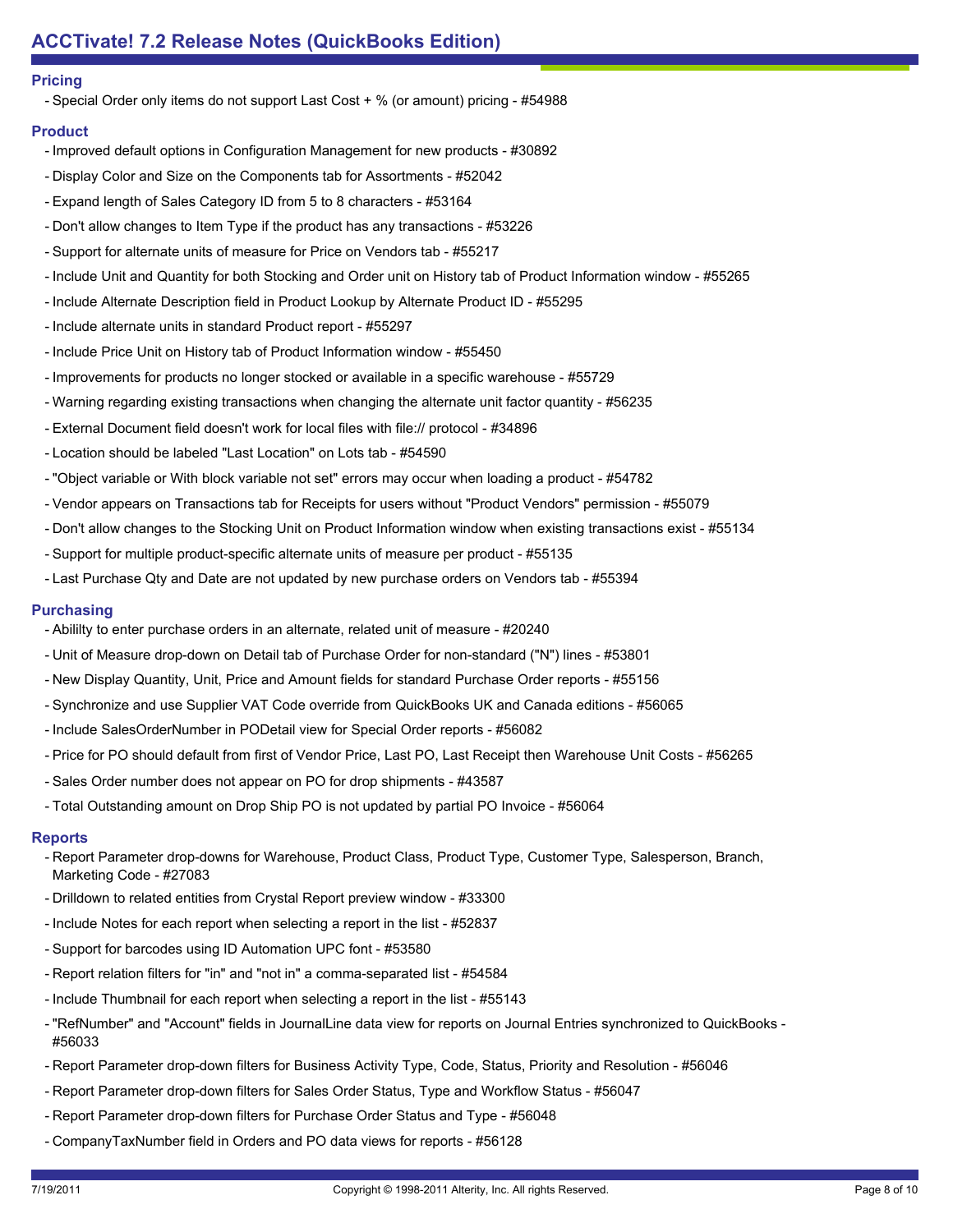## Pricing

- Special Order only items do not support Last Cost + % (or amount) pricing - #54988

## Product

- Improved default options in Configuration Management for new products - #30892
- Display Color and Size on the Components tab for Assortments - #52042
- Expand length of Sales Category ID from 5 to 8 characters - #53164
- Don't allow changes to Item Type if the product has any transactions - #53226
- Support for alternate units of measure for Price on Vendors tab - #55217
- Include Unit and Quantity for both Stocking and Order unit on History tab of Product Information window - #55265
- Include Alternate Description field in Product Lookup by Alternate Product ID - #55295
- Include alternate units in standard Product report - #55297
- Include Price Unit on History tab of Product Information window - #55450
- Improvements for products no longer stocked or available in a specific warehouse - #55729
- Warning regarding existing transactions when changing the alternate unit factor quantity - #56235
- External Document field doesn't work for local files with file:// protocol - #34896
- Location should be labeled "Last Location" on Lots tab - #54590
- "Object variable or With block variable not set" errors may occur when loading a product - #54782
- Vendor appears on Transactions tab for Receipts for users without "Product Vendors" permission - #55079
- Don't allow changes to the Stocking Unit on Product Information window when existing transactions exist - #55134
- Support for multiple product-specific alternate units of measure per product - #55135
- Last Purchase Qty and Date are not updated by new purchase orders on Vendors tab - #55394

## Purchasing

- Abililty to enter purchase orders in an alternate, related unit of measure - #20240
- Unit of Measure drop-down on Detail tab of Purchase Order for non-standard ("N") lines - #53801
- New Display Quantity, Unit, Price and Amount fields for standard Purchase Order reports - #55156
- Synchronize and use Supplier VAT Code override from QuickBooks UK and Canada editions - #56065
- Include SalesOrderNumber in PODetail view for Special Order reports - #56082
- Price for PO should default from first of Vendor Price, Last PO, Last Receipt then Warehouse Unit Costs - #56265
- Sales Order number does not appear on PO for drop shipments - #43587
- Total Outstanding amount on Drop Ship PO is not updated by partial PO Invoice - #56064

## Reports

- Report Parameter drop-downs for Warehouse, Product Class, Product Type, Customer Type, Salesperson, Branch, Marketing Code - #27083
- Drilldown to related entities from Crystal Report preview window - #33300
- Include Notes for each report when selecting a report in the list - #52837
- Support for barcodes using ID Automation UPC font - #53580
- Report relation filters for "in" and "not in" a comma-separated list - #54584
- Include Thumbnail for each report when selecting a report in the list - #55143
- "RefNumber" and "Account" fields in JournalLine data view for reports on Journal Entries synchronized to QuickBooks - #56033
- Report Parameter drop-down filters for Business Activity Type, Code, Status, Priority and Resolution - #56046
- Report Parameter drop-down filters for Sales Order Status, Type and Workflow Status - #56047
- Report Parameter drop-down filters for Purchase Order Status and Type - #56048
- CompanyTaxNumber field in Orders and PO data views for reports - #56128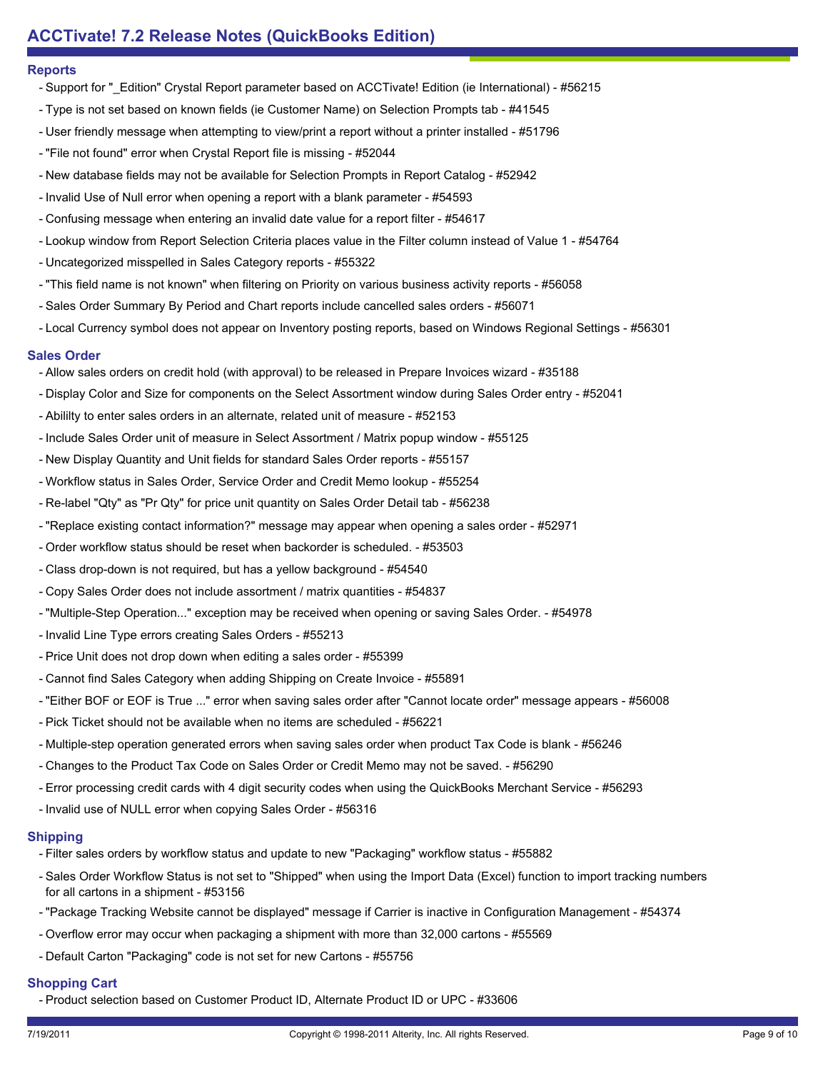## Reports

- Support for "_Edition" Crystal Report parameter based on ACCTivate! Edition (ie International) - #56215
- Type is not set based on known fields (ie Customer Name) on Selection Prompts tab - #41545
- User friendly message when attempting to view/print a report without a printer installed - #51796
- "File not found" error when Crystal Report file is missing - #52044
- New database fields may not be available for Selection Prompts in Report Catalog - #52942
- Invalid Use of Null error when opening a report with a blank parameter - #54593
- Confusing message when entering an invalid date value for a report filter - #54617
- Lookup window from Report Selection Criteria places value in the Filter column instead of Value 1 - #54764
- Uncategorized misspelled in Sales Category reports - #55322
- "This field name is not known" when filtering on Priority on various business activity reports - #56058
- Sales Order Summary By Period and Chart reports include cancelled sales orders - #56071
- Local Currency symbol does not appear on Inventory posting reports, based on Windows Regional Settings - #56301

## Sales Order

- Allow sales orders on credit hold (with approval) to be released in Prepare Invoices wizard - #35188
- Display Color and Size for components on the Select Assortment window during Sales Order entry - #52041
- Abilility to enter sales orders in an alternate, related unit of measure - #52153
- Include Sales Order unit of measure in Select Assortment / Matrix popup window - #55125
- New Display Quantity and Unit fields for standard Sales Order reports - #55157
- Workflow status in Sales Order, Service Order and Credit Memo lookup - #55254
- Re-label "Qty" as "Pr Qty" for price unit quantity on Sales Order Detail tab - #56238
- "Replace existing contact information?" message may appear when opening a sales order - #52971
- Order workflow status should be reset when backorder is scheduled. - #53503
- Class drop-down is not required, but has a yellow background - #54540
- Copy Sales Order does not include assortment / matrix quantities - #54837
- "Multiple-Step Operation..." exception may be received when opening or saving Sales Order. - #54978
- Invalid Line Type errors creating Sales Orders - #55213
- Price Unit does not drop down when editing a sales order - #55399
- Cannot find Sales Category when adding Shipping on Create Invoice - #55891
- "Either BOF or EOF is True ..." error when saving sales order after "Cannot locate order" message appears - #56008
- Pick Ticket should not be available when no items are scheduled - #56221
- Multiple-step operation generated errors when saving sales order when product Tax Code is blank - #56246
- Changes to the Product Tax Code on Sales Order or Credit Memo may not be saved. - #56290
- Error processing credit cards with 4 digit security codes when using the QuickBooks Merchant Service - #56293
- Invalid use of NULL error when copying Sales Order - #56316

## Shipping

- Filter sales orders by workflow status and update to new "Packaging" workflow status - #55882
- Sales Order Workflow Status is not set to "Shipped" when using the Import Data (Excel) function to import tracking numbers for all cartons in a shipment - #53156
- "Package Tracking Website cannot be displayed" message if Carrier is inactive in Configuration Management - #54374
- Overflow error may occur when packaging a shipment with more than 32,000 cartons - #55569
- Default Carton "Packaging" code is not set for new Cartons - #55756

## Shopping Cart

- Product selection based on Customer Product ID, Alternate Product ID or UPC - #33606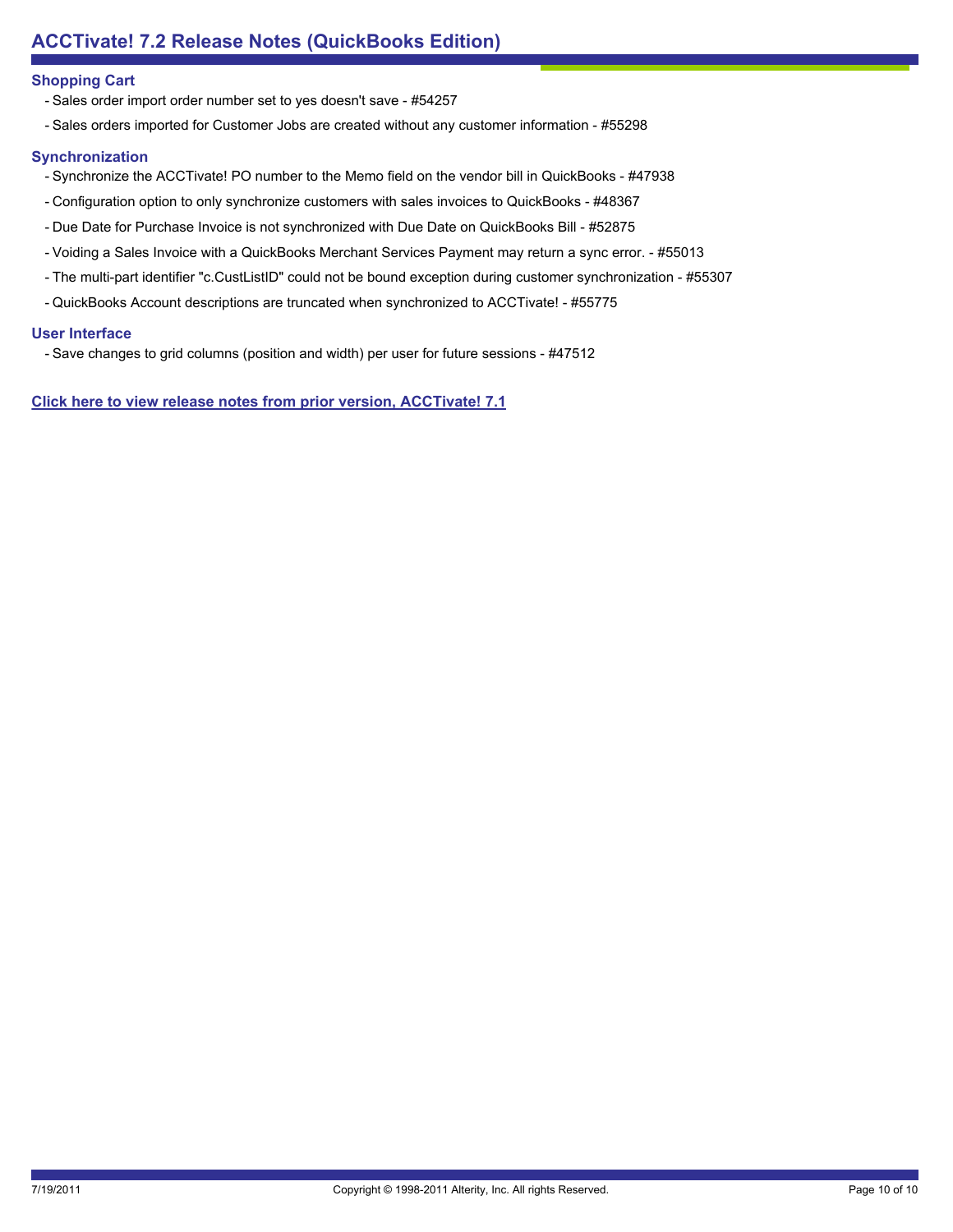# ACCTivate! 7.2 Release Notes (QuickBooks Edition)

## Shopping Cart

- Sales order import order number set to yes doesn't save - #54257
- Sales orders imported for Customer Jobs are created without any customer information - #55298

## Synchronization

- Synchronize the ACCTivate! PO number to the Memo field on the vendor bill in QuickBooks - #47938
- Configuration option to only synchronize customers with sales invoices to QuickBooks - #48367
- Due Date for Purchase Invoice is not synchronized with Due Date on QuickBooks Bill - #52875
- Voiding a Sales Invoice with a QuickBooks Merchant Services Payment may return a sync error. - #55013
- The multi-part identifier "c.CustListID" could not be bound exception during customer synchronization - #55307
- QuickBooks Account descriptions are truncated when synchronized to ACCTivate! - #55775

## User Interface

- Save changes to grid columns (position and width) per user for future sessions - #47512

**Click here to view release notes from prior version, ACCTivate! 7.1**

7/19/2011 Copyright © 1998-2011 Alterity, Inc. All rights Reserved.